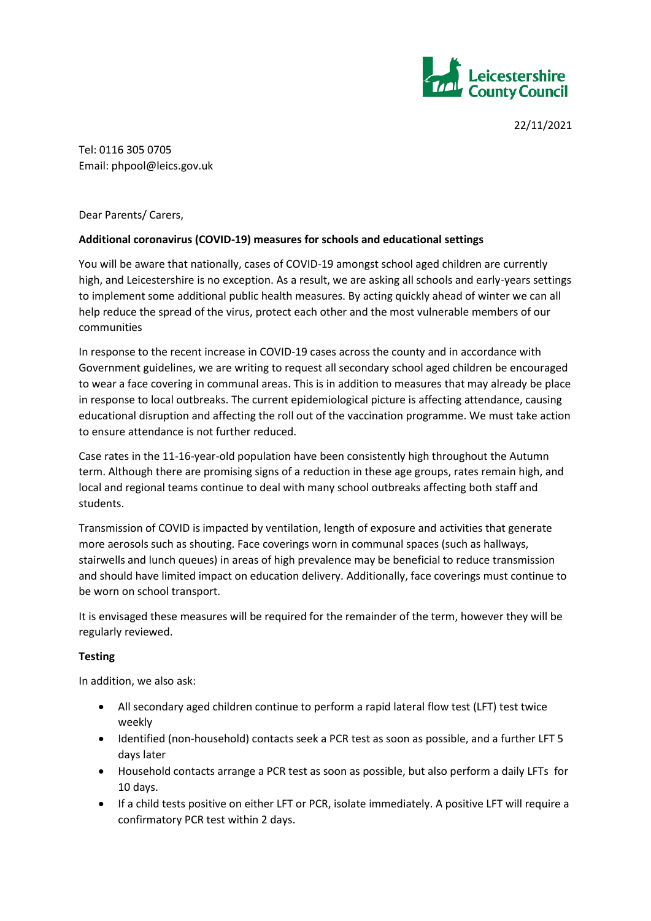Leicestershire County Council

22/11/2021

Tel: 0116 305 0705
Email: phpool@leics.gov.uk

Dear Parents/ Carers,

**Additional coronavirus (COVID-19) measures for schools and educational settings**

You will be aware that nationally, cases of COVID-19 amongst school aged children are currently high, and Leicestershire is no exception. As a result, we are asking all schools and early-years settings to implement some additional public health measures. By acting quickly ahead of winter we can all help reduce the spread of the virus, protect each other and the most vulnerable members of our communities

In response to the recent increase in COVID-19 cases across the county and in accordance with Government guidelines, we are writing to request all secondary school aged children be encouraged to wear a face covering in communal areas. This is in addition to measures that may already be place in response to local outbreaks. The current epidemiological picture is affecting attendance, causing educational disruption and affecting the roll out of the vaccination programme. We must take action to ensure attendance is not further reduced.

Case rates in the 11-16-year-old population have been consistently high throughout the Autumn term. Although there are promising signs of a reduction in these age groups, rates remain high, and local and regional teams continue to deal with many school outbreaks affecting both staff and students.

Transmission of COVID is impacted by ventilation, length of exposure and activities that generate more aerosols such as shouting. Face coverings worn in communal spaces (such as hallways, stairwells and lunch queues) in areas of high prevalence may be beneficial to reduce transmission and should have limited impact on education delivery. Additionally, face coverings must continue to be worn on school transport.

It is envisaged these measures will be required for the remainder of the term, however they will be regularly reviewed.

**Testing**

In addition, we also ask:

- All secondary aged children continue to perform a rapid lateral flow test (LFT) test twice weekly
- Identified (non-household) contacts seek a PCR test as soon as possible, and a further LFT 5 days later
- Household contacts arrange a PCR test as soon as possible, but also perform a daily LFTs for 10 days.
- If a child tests positive on either LFT or PCR, isolate immediately. A positive LFT will require a confirmatory PCR test within 2 days.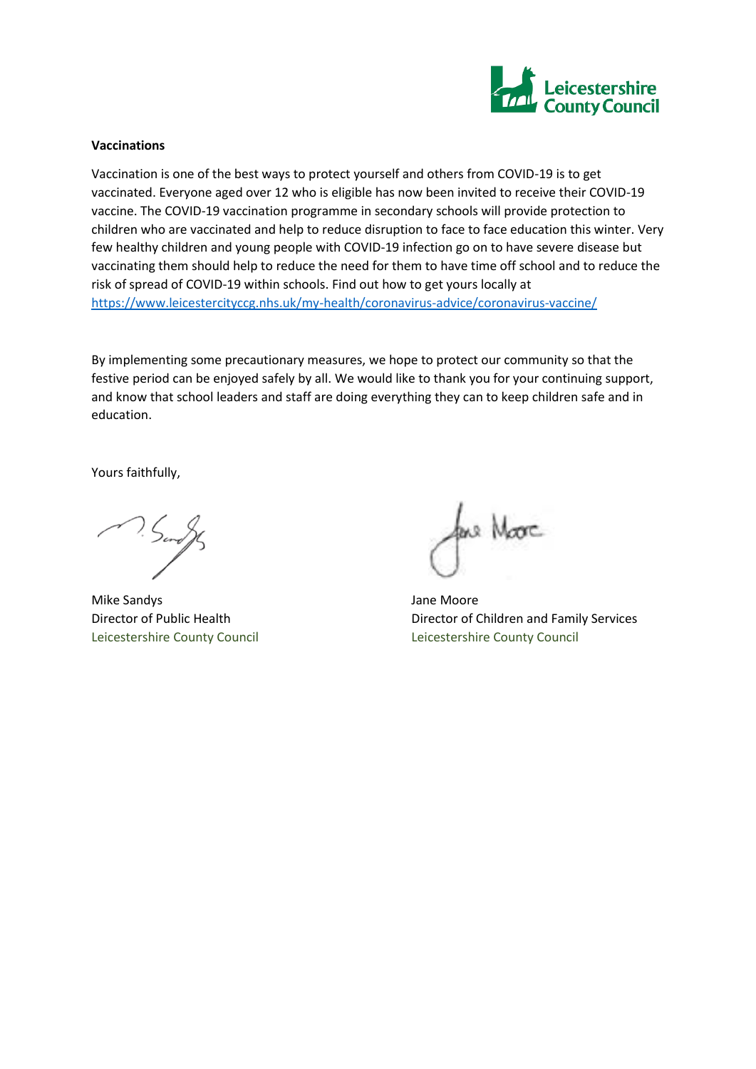**Vaccinations**

Vaccination is one of the best ways to protect yourself and others from COVID-19 is to get vaccinated. Everyone aged over 12 who is eligible has now been invited to receive their COVID-19 vaccine. The COVID-19 vaccination programme in secondary schools will provide protection to children who are vaccinated and help to reduce disruption to face to face education this winter. Very few healthy children and young people with COVID-19 infection go on to have severe disease but vaccinating them should help to reduce the need for them to have time off school and to reduce the risk of spread of COVID-19 within schools. Find out how to get yours locally at https://www.leicestercityccg.nhs.uk/my-health/coronavirus-advice/coronavirus-vaccine/

By implementing some precautionary measures, we hope to protect our community so that the festive period can be enjoyed safely by all. We would like to thank you for your continuing support, and know that school leaders and staff are doing everything they can to keep children safe and in education.

Yours faithfully,

Mike Sandys
Director of Public Health
Leicestershire County Council

Jane Moore
Director of Children and Family Services
Leicestershire County Council